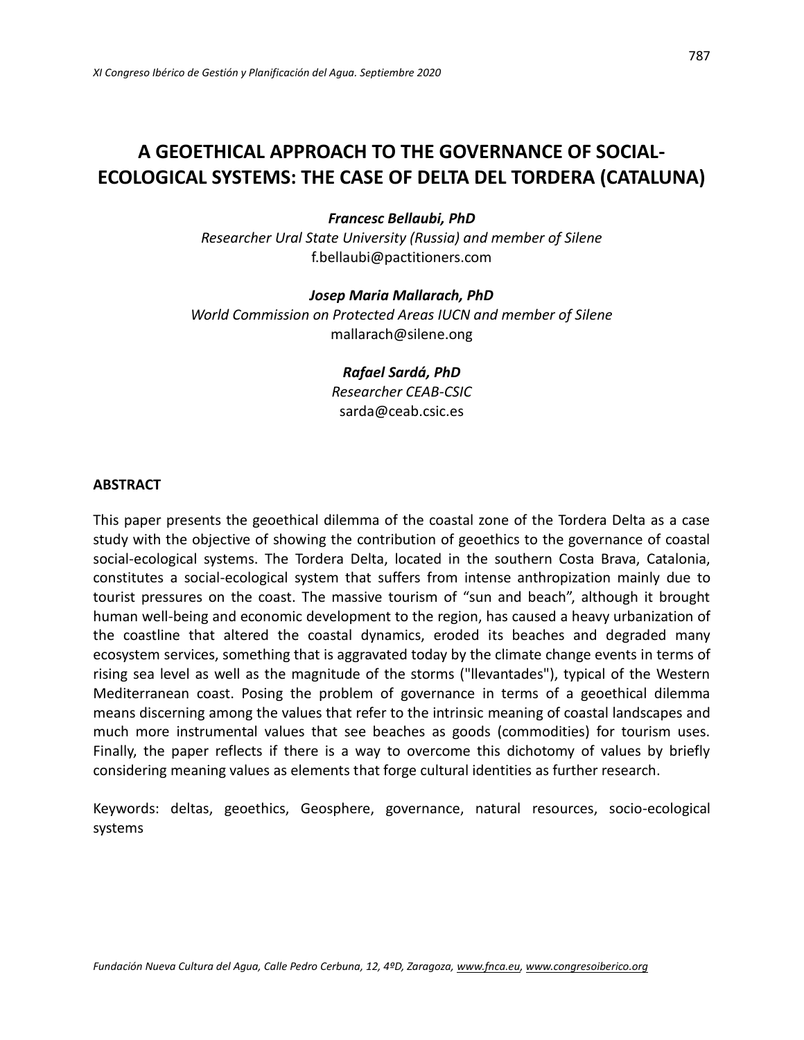# A GEOETHICAL APPROACH TO THE GOVERNANCE OF SOCIAL-ECOLOGICAL SYSTEMS: THE CASE OF DELTA DEL TORDERA (CATALUNA)

***Francesc Bellaubi, PhD***

*Researcher Ural State University (Russia) and member of Silene*

f.bellaubi@pactitioners.com

***Josep Maria Mallarach, PhD***

*World Commission on Protected Areas IUCN and member of Silene*

mallarach@silene.ong

***Rafael Sardá, PhD***

*Researcher CEAB-CSIC*

sarda@ceab.csic.es

## ABSTRACT

This paper presents the geoethical dilemma of the coastal zone of the Tordera Delta as a case study with the objective of showing the contribution of geoethics to the governance of coastal social-ecological systems. The Tordera Delta, located in the southern Costa Brava, Catalonia, constitutes a social-ecological system that suffers from intense anthropization mainly due to tourist pressures on the coast. The massive tourism of "sun and beach", although it brought human well-being and economic development to the region, has caused a heavy urbanization of the coastline that altered the coastal dynamics, eroded its beaches and degraded many ecosystem services, something that is aggravated today by the climate change events in terms of rising sea level as well as the magnitude of the storms ("llevantades"), typical of the Western Mediterranean coast. Posing the problem of governance in terms of a geoethical dilemma means discerning among the values that refer to the intrinsic meaning of coastal landscapes and much more instrumental values that see beaches as goods (commodities) for tourism uses. Finally, the paper reflects if there is a way to overcome this dichotomy of values by briefly considering meaning values as elements that forge cultural identities as further research.

Keywords: deltas, geoethics, Geosphere, governance, natural resources, socio-ecological systems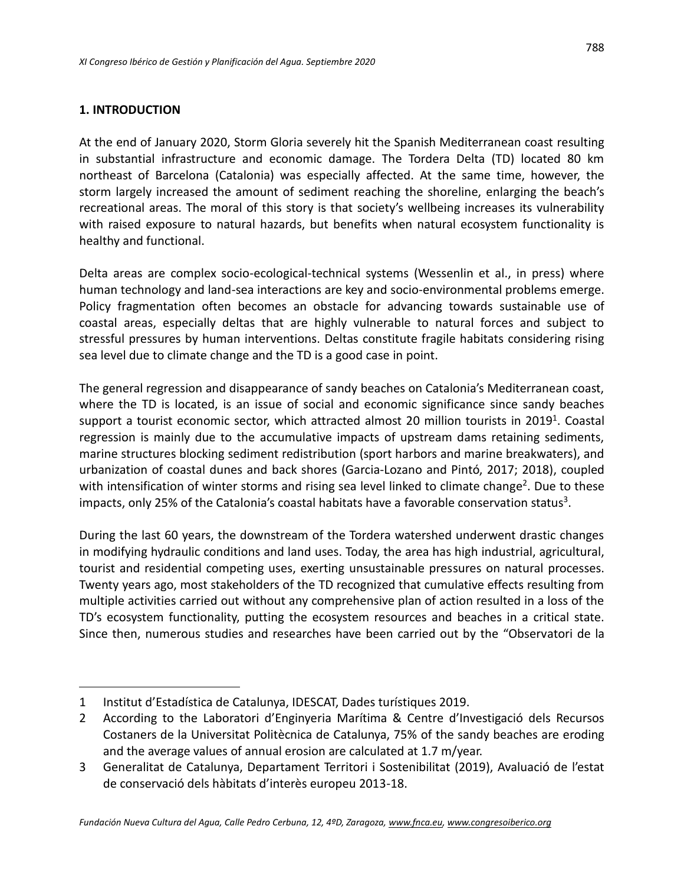## 1. INTRODUCTION

At the end of January 2020, Storm Gloria severely hit the Spanish Mediterranean coast resulting in substantial infrastructure and economic damage. The Tordera Delta (TD) located 80 km northeast of Barcelona (Catalonia) was especially affected. At the same time, however, the storm largely increased the amount of sediment reaching the shoreline, enlarging the beach's recreational areas. The moral of this story is that society's wellbeing increases its vulnerability with raised exposure to natural hazards, but benefits when natural ecosystem functionality is healthy and functional.

Delta areas are complex socio-ecological-technical systems (Wessenlin et al., in press) where human technology and land-sea interactions are key and socio-environmental problems emerge. Policy fragmentation often becomes an obstacle for advancing towards sustainable use of coastal areas, especially deltas that are highly vulnerable to natural forces and subject to stressful pressures by human interventions. Deltas constitute fragile habitats considering rising sea level due to climate change and the TD is a good case in point.

The general regression and disappearance of sandy beaches on Catalonia's Mediterranean coast, where the TD is located, is an issue of social and economic significance since sandy beaches support a tourist economic sector, which attracted almost 20 million tourists in 2019[1]. Coastal regression is mainly due to the accumulative impacts of upstream dams retaining sediments, marine structures blocking sediment redistribution (sport harbors and marine breakwaters), and urbanization of coastal dunes and back shores (Garcia-Lozano and Pintó, 2017; 2018), coupled with intensification of winter storms and rising sea level linked to climate change[2]. Due to these impacts, only 25% of the Catalonia's coastal habitats have a favorable conservation status[3].

During the last 60 years, the downstream of the Tordera watershed underwent drastic changes in modifying hydraulic conditions and land uses. Today, the area has high industrial, agricultural, tourist and residential competing uses, exerting unsustainable pressures on natural processes. Twenty years ago, most stakeholders of the TD recognized that cumulative effects resulting from multiple activities carried out without any comprehensive plan of action resulted in a loss of the TD's ecosystem functionality, putting the ecosystem resources and beaches in a critical state. Since then, numerous studies and researches have been carried out by the "Observatori de la

---

1 Institut d'Estadística de Catalunya, IDESCAT, Dades turístiques 2019.

2 According to the Laboratori d'Enginyeria Marítima & Centre d'Investigació dels Recursos Costaners de la Universitat Politècnica de Catalunya, 75% of the sandy beaches are eroding and the average values of annual erosion are calculated at 1.7 m/year.

3 Generalitat de Catalunya, Departament Territori i Sostenibilitat (2019), Avaluació de l'estat de conservació dels hàbitats d'interès europeu 2013-18.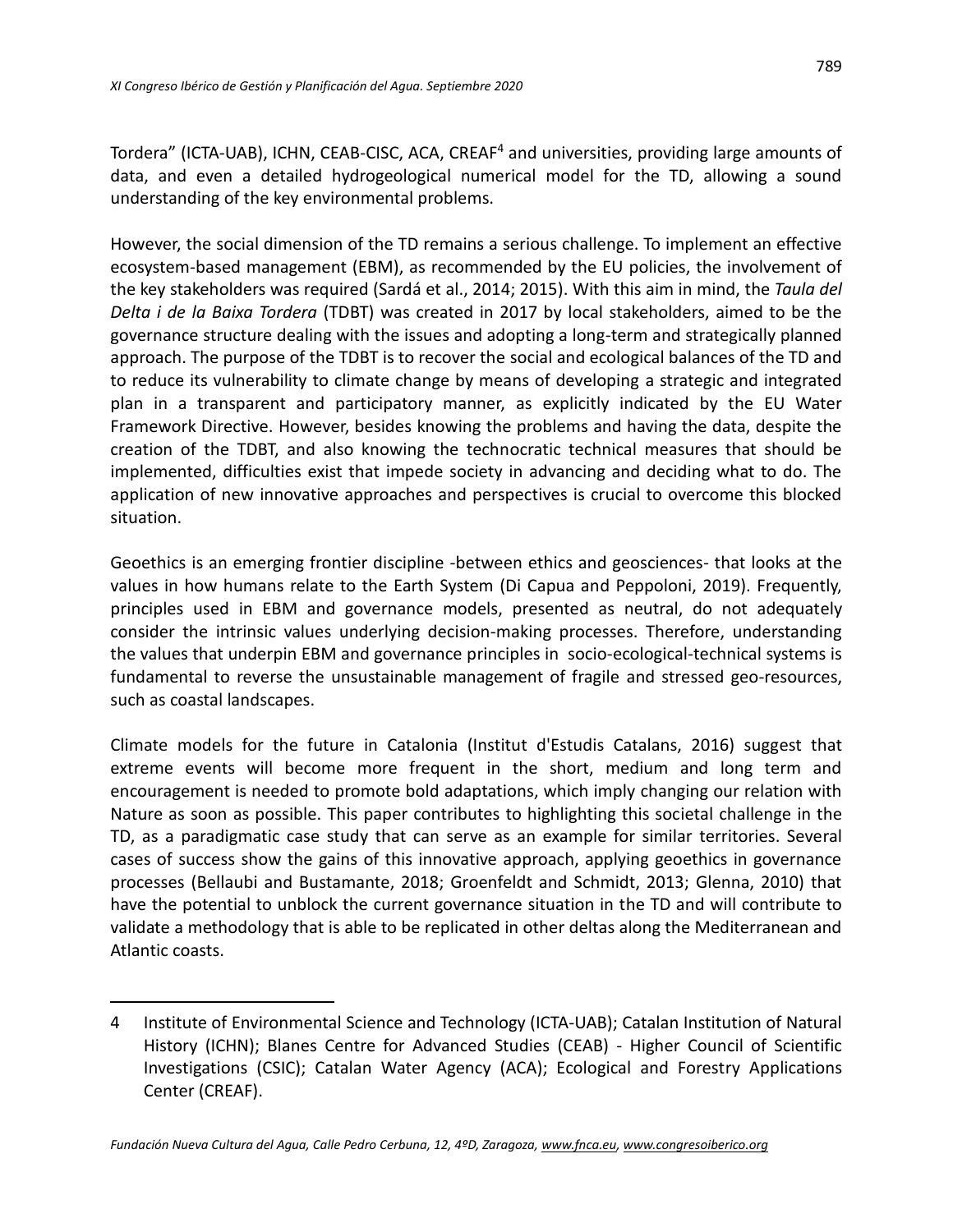Tordera" (ICTA-UAB), ICHN, CEAB-CISC, ACA, CREAF[4] and universities, providing large amounts of data, and even a detailed hydrogeological numerical model for the TD, allowing a sound understanding of the key environmental problems.

However, the social dimension of the TD remains a serious challenge. To implement an effective ecosystem-based management (EBM), as recommended by the EU policies, the involvement of the key stakeholders was required (Sardá et al., 2014; 2015). With this aim in mind, the *Taula del Delta i de la Baixa Tordera* (TDBT) was created in 2017 by local stakeholders, aimed to be the governance structure dealing with the issues and adopting a long-term and strategically planned approach. The purpose of the TDBT is to recover the social and ecological balances of the TD and to reduce its vulnerability to climate change by means of developing a strategic and integrated plan in a transparent and participatory manner, as explicitly indicated by the EU Water Framework Directive. However, besides knowing the problems and having the data, despite the creation of the TDBT, and also knowing the technocratic technical measures that should be implemented, difficulties exist that impede society in advancing and deciding what to do. The application of new innovative approaches and perspectives is crucial to overcome this blocked situation.

Geoethics is an emerging frontier discipline -between ethics and geosciences- that looks at the values in how humans relate to the Earth System (Di Capua and Peppoloni, 2019). Frequently, principles used in EBM and governance models, presented as neutral, do not adequately consider the intrinsic values underlying decision-making processes. Therefore, understanding the values that underpin EBM and governance principles in socio-ecological-technical systems is fundamental to reverse the unsustainable management of fragile and stressed geo-resources, such as coastal landscapes.

Climate models for the future in Catalonia (Institut d'Estudis Catalans, 2016) suggest that extreme events will become more frequent in the short, medium and long term and encouragement is needed to promote bold adaptations, which imply changing our relation with Nature as soon as possible. This paper contributes to highlighting this societal challenge in the TD, as a paradigmatic case study that can serve as an example for similar territories. Several cases of success show the gains of this innovative approach, applying geoethics in governance processes (Bellaubi and Bustamante, 2018; Groenfeldt and Schmidt, 2013; Glenna, 2010) that have the potential to unblock the current governance situation in the TD and will contribute to validate a methodology that is able to be replicated in other deltas along the Mediterranean and Atlantic coasts.

---

4 Institute of Environmental Science and Technology (ICTA-UAB); Catalan Institution of Natural History (ICHN); Blanes Centre for Advanced Studies (CEAB) - Higher Council of Scientific Investigations (CSIC); Catalan Water Agency (ACA); Ecological and Forestry Applications Center (CREAF).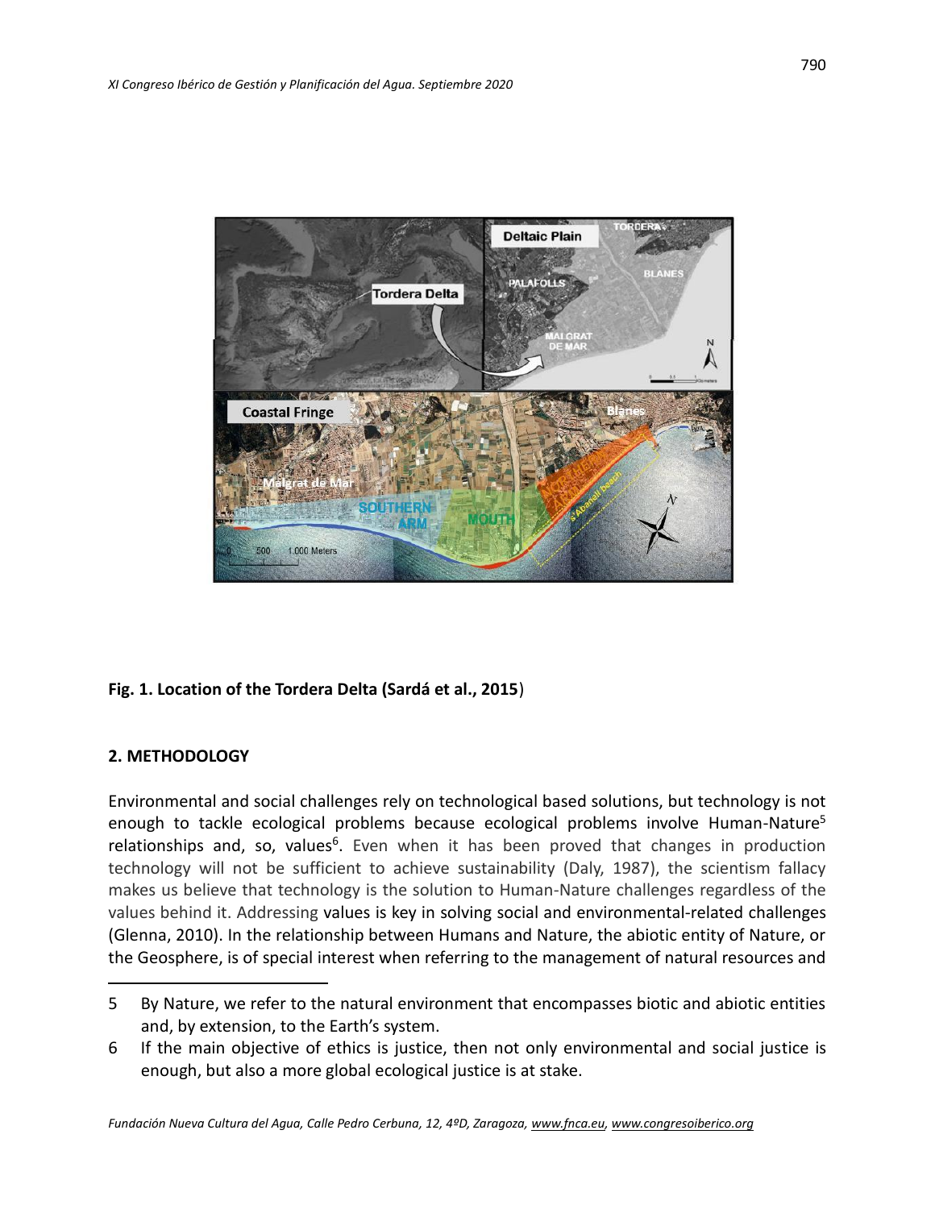**Fig. 1. Location of the Tordera Delta (Sardá et al., 2015**)

## 2. METHODOLOGY

Environmental and social challenges rely on technological based solutions, but technology is not enough to tackle ecological problems because ecological problems involve Human-Nature[5] relationships and, so, values[6]. Even when it has been proved that changes in production technology will not be sufficient to achieve sustainability (Daly, 1987), the scientism fallacy makes us believe that technology is the solution to Human-Nature challenges regardless of the values behind it. Addressing values is key in solving social and environmental-related challenges (Glenna, 2010). In the relationship between Humans and Nature, the abiotic entity of Nature, or the Geosphere, is of special interest when referring to the management of natural resources and

---

5 By Nature, we refer to the natural environment that encompasses biotic and abiotic entities and, by extension, to the Earth's system.

6 If the main objective of ethics is justice, then not only environmental and social justice is enough, but also a more global ecological justice is at stake.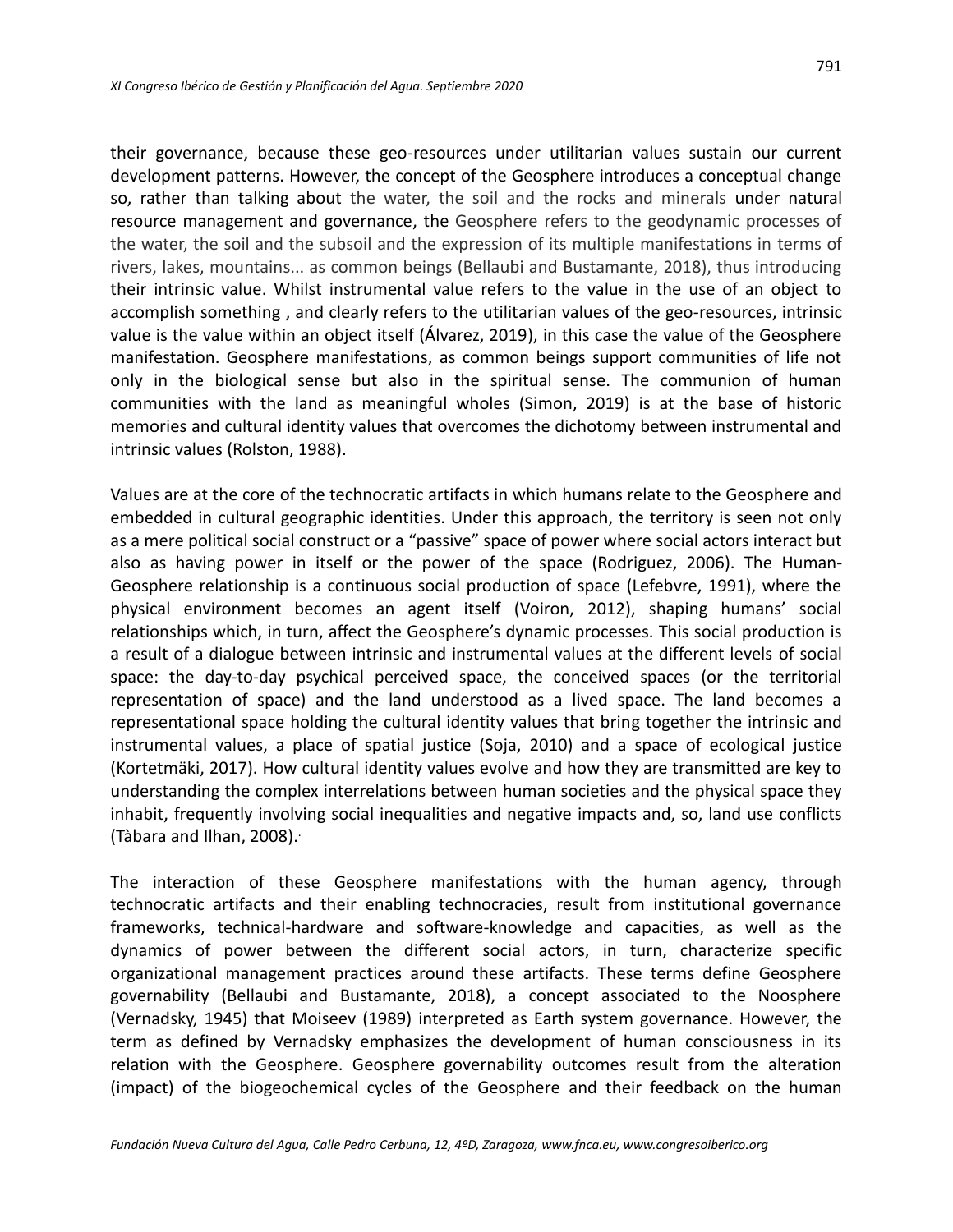their governance, because these geo-resources under utilitarian values sustain our current development patterns. However, the concept of the Geosphere introduces a conceptual change so, rather than talking about the water, the soil and the rocks and minerals under natural resource management and governance, the Geosphere refers to the geodynamic processes of the water, the soil and the subsoil and the expression of its multiple manifestations in terms of rivers, lakes, mountains... as common beings (Bellaubi and Bustamante, 2018), thus introducing their intrinsic value. Whilst instrumental value refers to the value in the use of an object to accomplish something , and clearly refers to the utilitarian values of the geo-resources, intrinsic value is the value within an object itself (Álvarez, 2019), in this case the value of the Geosphere manifestation. Geosphere manifestations, as common beings support communities of life not only in the biological sense but also in the spiritual sense. The communion of human communities with the land as meaningful wholes (Simon, 2019) is at the base of historic memories and cultural identity values that overcomes the dichotomy between instrumental and intrinsic values (Rolston, 1988).

Values are at the core of the technocratic artifacts in which humans relate to the Geosphere and embedded in cultural geographic identities. Under this approach, the territory is seen not only as a mere political social construct or a "passive" space of power where social actors interact but also as having power in itself or the power of the space (Rodriguez, 2006). The Human-Geosphere relationship is a continuous social production of space (Lefebvre, 1991), where the physical environment becomes an agent itself (Voiron, 2012), shaping humans' social relationships which, in turn, affect the Geosphere's dynamic processes. This social production is a result of a dialogue between intrinsic and instrumental values at the different levels of social space: the day-to-day psychical perceived space, the conceived spaces (or the territorial representation of space) and the land understood as a lived space. The land becomes a representational space holding the cultural identity values that bring together the intrinsic and instrumental values, a place of spatial justice (Soja, 2010) and a space of ecological justice (Kortetmäki, 2017). How cultural identity values evolve and how they are transmitted are key to understanding the complex interrelations between human societies and the physical space they inhabit, frequently involving social inequalities and negative impacts and, so, land use conflicts (Tàbara and Ilhan, 2008).

The interaction of these Geosphere manifestations with the human agency, through technocratic artifacts and their enabling technocracies, result from institutional governance frameworks, technical-hardware and software-knowledge and capacities, as well as the dynamics of power between the different social actors, in turn, characterize specific organizational management practices around these artifacts. These terms define Geosphere governability (Bellaubi and Bustamante, 2018), a concept associated to the Noosphere (Vernadsky, 1945) that Moiseev (1989) interpreted as Earth system governance. However, the term as defined by Vernadsky emphasizes the development of human consciousness in its relation with the Geosphere. Geosphere governability outcomes result from the alteration (impact) of the biogeochemical cycles of the Geosphere and their feedback on the human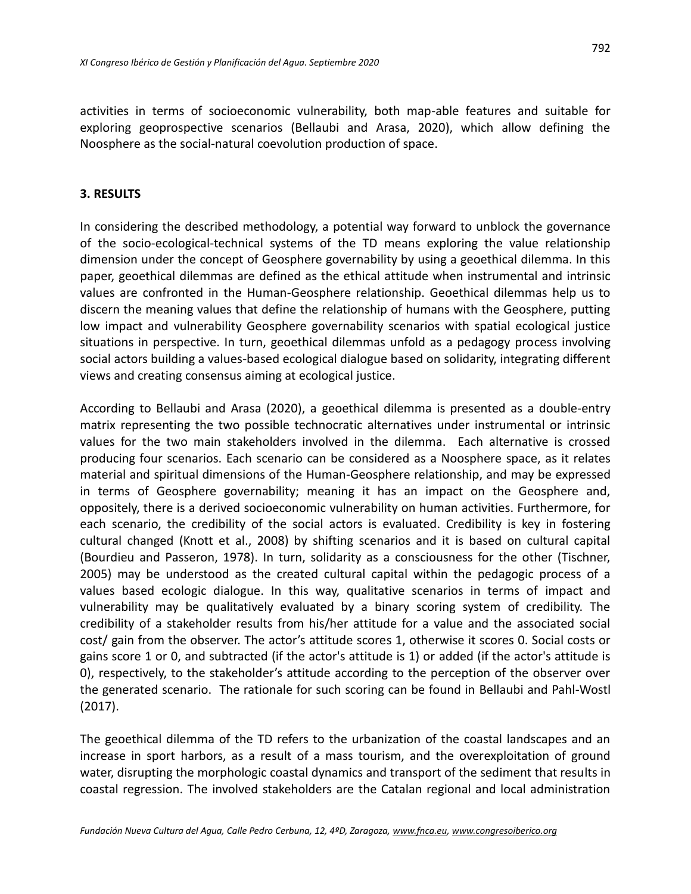activities in terms of socioeconomic vulnerability, both map-able features and suitable for exploring geoprospective scenarios (Bellaubi and Arasa, 2020), which allow defining the Noosphere as the social-natural coevolution production of space.

## 3. RESULTS

In considering the described methodology, a potential way forward to unblock the governance of the socio-ecological-technical systems of the TD means exploring the value relationship dimension under the concept of Geosphere governability by using a geoethical dilemma. In this paper, geoethical dilemmas are defined as the ethical attitude when instrumental and intrinsic values are confronted in the Human-Geosphere relationship. Geoethical dilemmas help us to discern the meaning values that define the relationship of humans with the Geosphere, putting low impact and vulnerability Geosphere governability scenarios with spatial ecological justice situations in perspective. In turn, geoethical dilemmas unfold as a pedagogy process involving social actors building a values-based ecological dialogue based on solidarity, integrating different views and creating consensus aiming at ecological justice.

According to Bellaubi and Arasa (2020), a geoethical dilemma is presented as a double-entry matrix representing the two possible technocratic alternatives under instrumental or intrinsic values for the two main stakeholders involved in the dilemma. Each alternative is crossed producing four scenarios. Each scenario can be considered as a Noosphere space, as it relates material and spiritual dimensions of the Human-Geosphere relationship, and may be expressed in terms of Geosphere governability; meaning it has an impact on the Geosphere and, oppositely, there is a derived socioeconomic vulnerability on human activities. Furthermore, for each scenario, the credibility of the social actors is evaluated. Credibility is key in fostering cultural changed (Knott et al., 2008) by shifting scenarios and it is based on cultural capital (Bourdieu and Passeron, 1978). In turn, solidarity as a consciousness for the other (Tischner, 2005) may be understood as the created cultural capital within the pedagogic process of a values based ecologic dialogue. In this way, qualitative scenarios in terms of impact and vulnerability may be qualitatively evaluated by a binary scoring system of credibility. The credibility of a stakeholder results from his/her attitude for a value and the associated social cost/ gain from the observer. The actor's attitude scores 1, otherwise it scores 0. Social costs or gains score 1 or 0, and subtracted (if the actor's attitude is 1) or added (if the actor's attitude is 0), respectively, to the stakeholder's attitude according to the perception of the observer over the generated scenario. The rationale for such scoring can be found in Bellaubi and Pahl-Wostl (2017).

The geoethical dilemma of the TD refers to the urbanization of the coastal landscapes and an increase in sport harbors, as a result of a mass tourism, and the overexploitation of ground water, disrupting the morphologic coastal dynamics and transport of the sediment that results in coastal regression. The involved stakeholders are the Catalan regional and local administration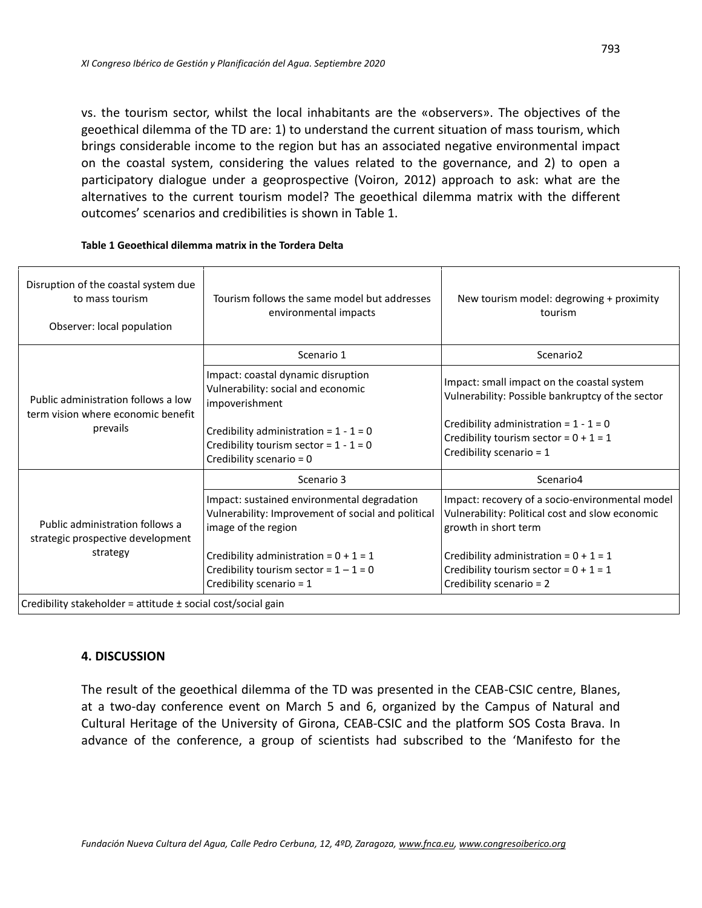vs. the tourism sector, whilst the local inhabitants are the «observers». The objectives of the geoethical dilemma of the TD are: 1) to understand the current situation of mass tourism, which brings considerable income to the region but has an associated negative environmental impact on the coastal system, considering the values related to the governance, and 2) to open a participatory dialogue under a geoprospective (Voiron, 2012) approach to ask: what are the alternatives to the current tourism model? The geoethical dilemma matrix with the different outcomes' scenarios and credibilities is shown in Table 1.

**Table 1 Geoethical dilemma matrix in the Tordera Delta**

| Disruption of the coastal system due to mass tourism<br><br>Observer: local population | Tourism follows the same model but addresses environmental impacts | New tourism model: degrowing + proximity tourism |
|---|---|---|
| | Scenario 1 | Scenario2 |
| Public administration follows a low term vision where economic benefit prevails | Impact: coastal dynamic disruption<br>Vulnerability: social and economic impoverishment<br><br>Credibility administration = 1 - 1 = 0<br>Credibility tourism sector = 1 - 1 = 0<br>Credibility scenario = 0 | Impact: small impact on the coastal system<br>Vulnerability: Possible bankruptcy of the sector<br><br>Credibility administration = 1 - 1 = 0<br>Credibility tourism sector = 0 + 1 = 1<br>Credibility scenario = 1 |
| | Scenario 3 | Scenario4 |
| Public administration follows a strategic prospective development strategy | Impact: sustained environmental degradation<br>Vulnerability: Improvement of social and political image of the region<br><br>Credibility administration = 0 + 1 = 1<br>Credibility tourism sector = 1 – 1 = 0<br>Credibility scenario = 1 | Impact: recovery of a socio-environmental model<br>Vulnerability: Political cost and slow economic growth in short term<br><br>Credibility administration = 0 + 1 = 1<br>Credibility tourism sector = 0 + 1 = 1<br>Credibility scenario = 2 |
| Credibility stakeholder = attitude ± social cost/social gain | | |

## 4. DISCUSSION

The result of the geoethical dilemma of the TD was presented in the CEAB-CSIC centre, Blanes, at a two-day conference event on March 5 and 6, organized by the Campus of Natural and Cultural Heritage of the University of Girona, CEAB-CSIC and the platform SOS Costa Brava. In advance of the conference, a group of scientists had subscribed to the 'Manifesto for the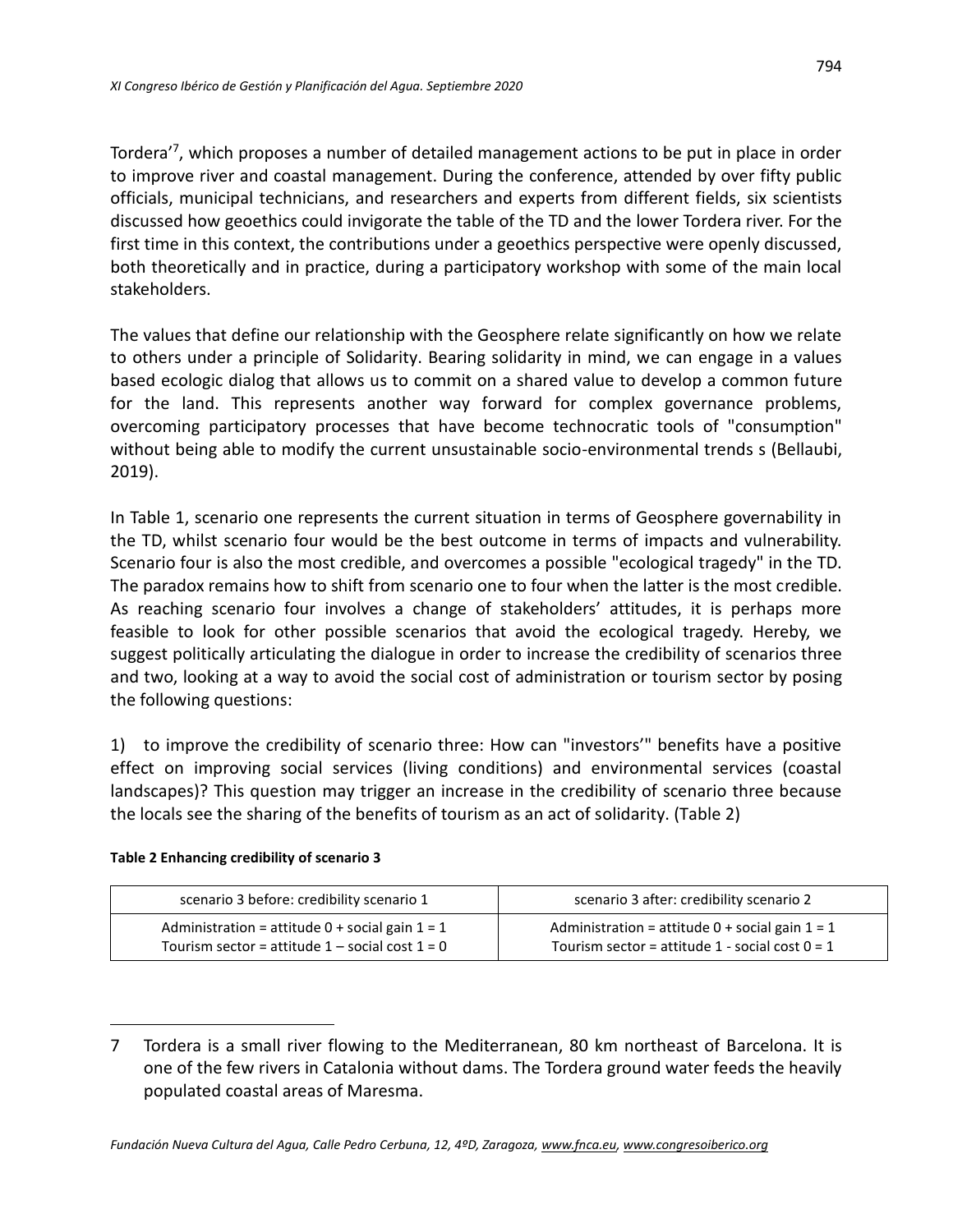Tordera'[7], which proposes a number of detailed management actions to be put in place in order to improve river and coastal management. During the conference, attended by over fifty public officials, municipal technicians, and researchers and experts from different fields, six scientists discussed how geoethics could invigorate the table of the TD and the lower Tordera river. For the first time in this context, the contributions under a geoethics perspective were openly discussed, both theoretically and in practice, during a participatory workshop with some of the main local stakeholders.

The values that define our relationship with the Geosphere relate significantly on how we relate to others under a principle of Solidarity. Bearing solidarity in mind, we can engage in a values based ecologic dialog that allows us to commit on a shared value to develop a common future for the land. This represents another way forward for complex governance problems, overcoming participatory processes that have become technocratic tools of "consumption" without being able to modify the current unsustainable socio-environmental trends s (Bellaubi, 2019).

In Table 1, scenario one represents the current situation in terms of Geosphere governability in the TD, whilst scenario four would be the best outcome in terms of impacts and vulnerability. Scenario four is also the most credible, and overcomes a possible "ecological tragedy" in the TD. The paradox remains how to shift from scenario one to four when the latter is the most credible. As reaching scenario four involves a change of stakeholders' attitudes, it is perhaps more feasible to look for other possible scenarios that avoid the ecological tragedy. Hereby, we suggest politically articulating the dialogue in order to increase the credibility of scenarios three and two, looking at a way to avoid the social cost of administration or tourism sector by posing the following questions:

1) to improve the credibility of scenario three: How can "investors'" benefits have a positive effect on improving social services (living conditions) and environmental services (coastal landscapes)? This question may trigger an increase in the credibility of scenario three because the locals see the sharing of the benefits of tourism as an act of solidarity. (Table 2)

**Table 2 Enhancing credibility of scenario 3**

| scenario 3 before: credibility scenario 1 | scenario 3 after: credibility scenario 2 |
|---|---|
| Administration = attitude 0 + social gain 1 = 1<br>Tourism sector = attitude 1 – social cost 1 = 0 | Administration = attitude 0 + social gain 1 = 1<br>Tourism sector = attitude 1 - social cost 0 = 1 |

7 Tordera is a small river flowing to the Mediterranean, 80 km northeast of Barcelona. It is one of the few rivers in Catalonia without dams. The Tordera ground water feeds the heavily populated coastal areas of Maresma.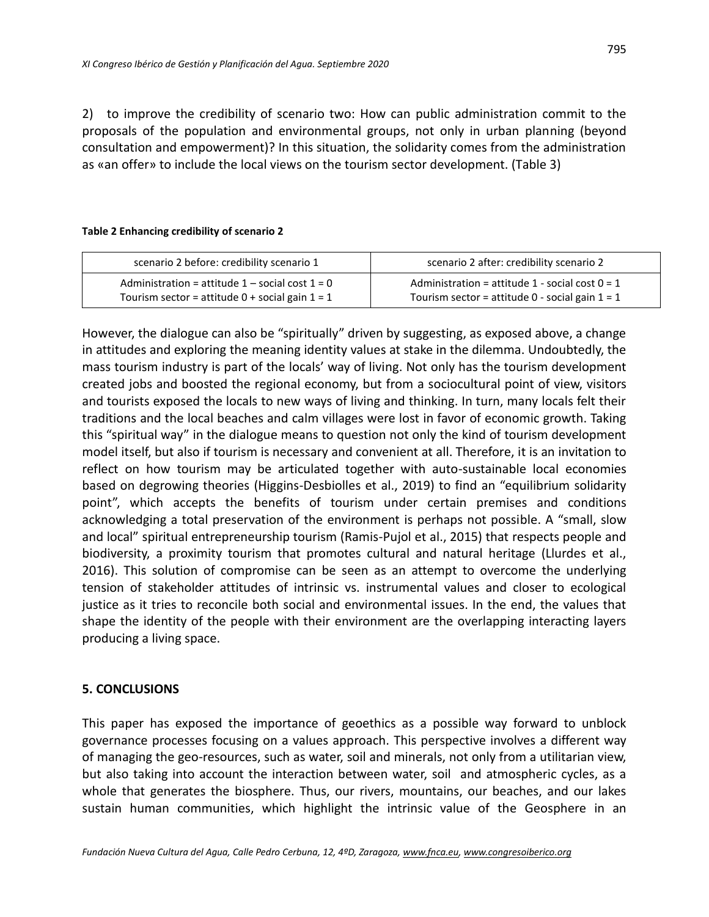2) to improve the credibility of scenario two: How can public administration commit to the proposals of the population and environmental groups, not only in urban planning (beyond consultation and empowerment)? In this situation, the solidarity comes from the administration as «an offer» to include the local views on the tourism sector development. (Table 3)

**Table 2 Enhancing credibility of scenario 2**

| scenario 2 before: credibility scenario 1 | scenario 2 after: credibility scenario 2 |
|---|---|
| Administration = attitude 1 – social cost 1 = 0<br>Tourism sector = attitude 0 + social gain 1 = 1 | Administration = attitude 1 - social cost 0 = 1<br>Tourism sector = attitude 0 - social gain 1 = 1 |

However, the dialogue can also be "spiritually" driven by suggesting, as exposed above, a change in attitudes and exploring the meaning identity values at stake in the dilemma. Undoubtedly, the mass tourism industry is part of the locals' way of living. Not only has the tourism development created jobs and boosted the regional economy, but from a sociocultural point of view, visitors and tourists exposed the locals to new ways of living and thinking. In turn, many locals felt their traditions and the local beaches and calm villages were lost in favor of economic growth. Taking this "spiritual way" in the dialogue means to question not only the kind of tourism development model itself, but also if tourism is necessary and convenient at all. Therefore, it is an invitation to reflect on how tourism may be articulated together with auto-sustainable local economies based on degrowing theories (Higgins-Desbiolles et al., 2019) to find an "equilibrium solidarity point", which accepts the benefits of tourism under certain premises and conditions acknowledging a total preservation of the environment is perhaps not possible. A "small, slow and local" spiritual entrepreneurship tourism (Ramis-Pujol et al., 2015) that respects people and biodiversity, a proximity tourism that promotes cultural and natural heritage (Llurdes et al., 2016). This solution of compromise can be seen as an attempt to overcome the underlying tension of stakeholder attitudes of intrinsic vs. instrumental values and closer to ecological justice as it tries to reconcile both social and environmental issues. In the end, the values that shape the identity of the people with their environment are the overlapping interacting layers producing a living space.

## 5. CONCLUSIONS

This paper has exposed the importance of geoethics as a possible way forward to unblock governance processes focusing on a values approach. This perspective involves a different way of managing the geo-resources, such as water, soil and minerals, not only from a utilitarian view, but also taking into account the interaction between water, soil and atmospheric cycles, as a whole that generates the biosphere. Thus, our rivers, mountains, our beaches, and our lakes sustain human communities, which highlight the intrinsic value of the Geosphere in an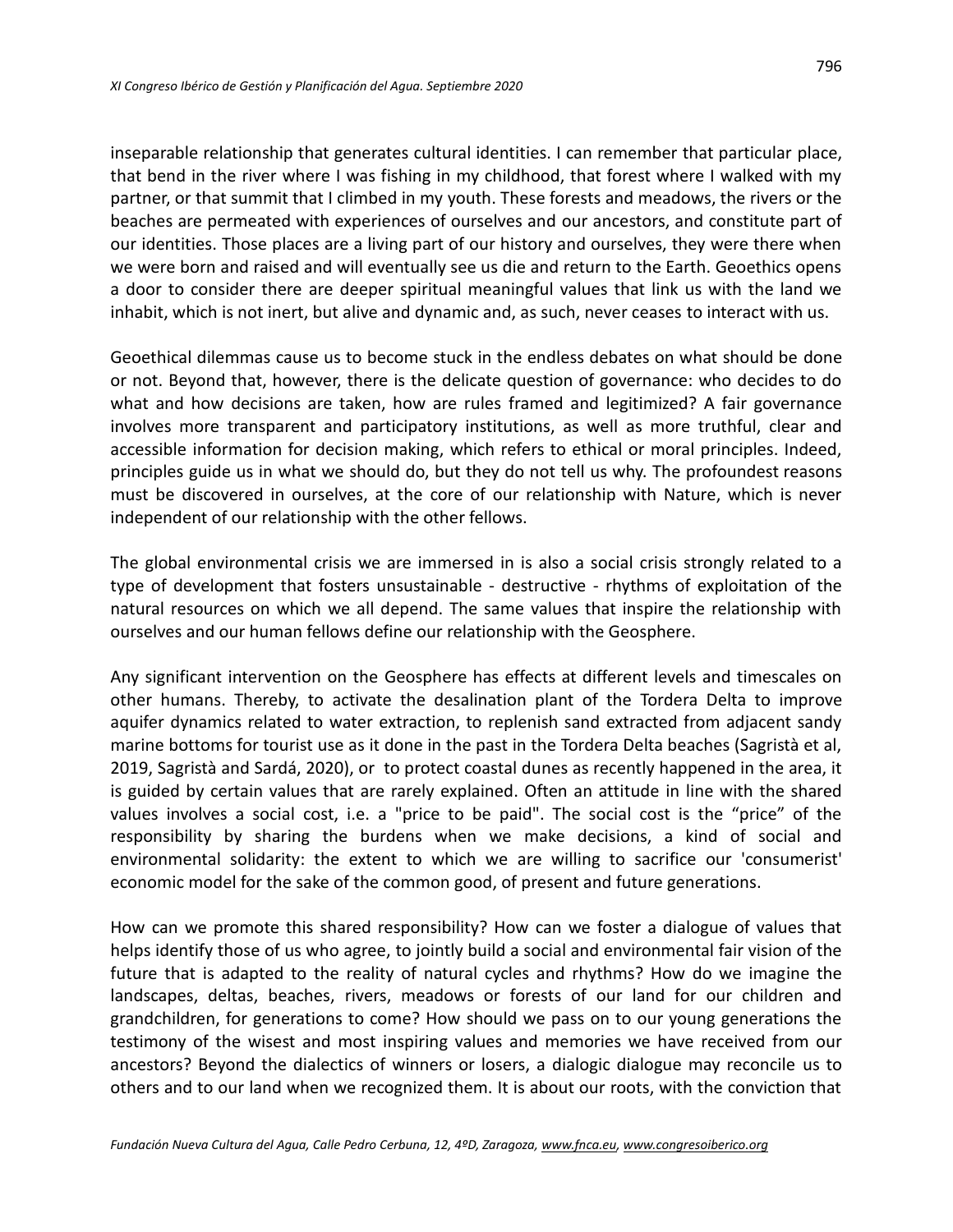inseparable relationship that generates cultural identities. I can remember that particular place, that bend in the river where I was fishing in my childhood, that forest where I walked with my partner, or that summit that I climbed in my youth. These forests and meadows, the rivers or the beaches are permeated with experiences of ourselves and our ancestors, and constitute part of our identities. Those places are a living part of our history and ourselves, they were there when we were born and raised and will eventually see us die and return to the Earth. Geoethics opens a door to consider there are deeper spiritual meaningful values that link us with the land we inhabit, which is not inert, but alive and dynamic and, as such, never ceases to interact with us.

Geoethical dilemmas cause us to become stuck in the endless debates on what should be done or not. Beyond that, however, there is the delicate question of governance: who decides to do what and how decisions are taken, how are rules framed and legitimized? A fair governance involves more transparent and participatory institutions, as well as more truthful, clear and accessible information for decision making, which refers to ethical or moral principles. Indeed, principles guide us in what we should do, but they do not tell us why. The profoundest reasons must be discovered in ourselves, at the core of our relationship with Nature, which is never independent of our relationship with the other fellows.

The global environmental crisis we are immersed in is also a social crisis strongly related to a type of development that fosters unsustainable - destructive - rhythms of exploitation of the natural resources on which we all depend. The same values that inspire the relationship with ourselves and our human fellows define our relationship with the Geosphere.

Any significant intervention on the Geosphere has effects at different levels and timescales on other humans. Thereby, to activate the desalination plant of the Tordera Delta to improve aquifer dynamics related to water extraction, to replenish sand extracted from adjacent sandy marine bottoms for tourist use as it done in the past in the Tordera Delta beaches (Sagristà et al, 2019, Sagristà and Sardá, 2020), or to protect coastal dunes as recently happened in the area, it is guided by certain values that are rarely explained. Often an attitude in line with the shared values involves a social cost, i.e. a "price to be paid". The social cost is the "price" of the responsibility by sharing the burdens when we make decisions, a kind of social and environmental solidarity: the extent to which we are willing to sacrifice our 'consumerist' economic model for the sake of the common good, of present and future generations.

How can we promote this shared responsibility? How can we foster a dialogue of values that helps identify those of us who agree, to jointly build a social and environmental fair vision of the future that is adapted to the reality of natural cycles and rhythms? How do we imagine the landscapes, deltas, beaches, rivers, meadows or forests of our land for our children and grandchildren, for generations to come? How should we pass on to our young generations the testimony of the wisest and most inspiring values and memories we have received from our ancestors? Beyond the dialectics of winners or losers, a dialogic dialogue may reconcile us to others and to our land when we recognized them. It is about our roots, with the conviction that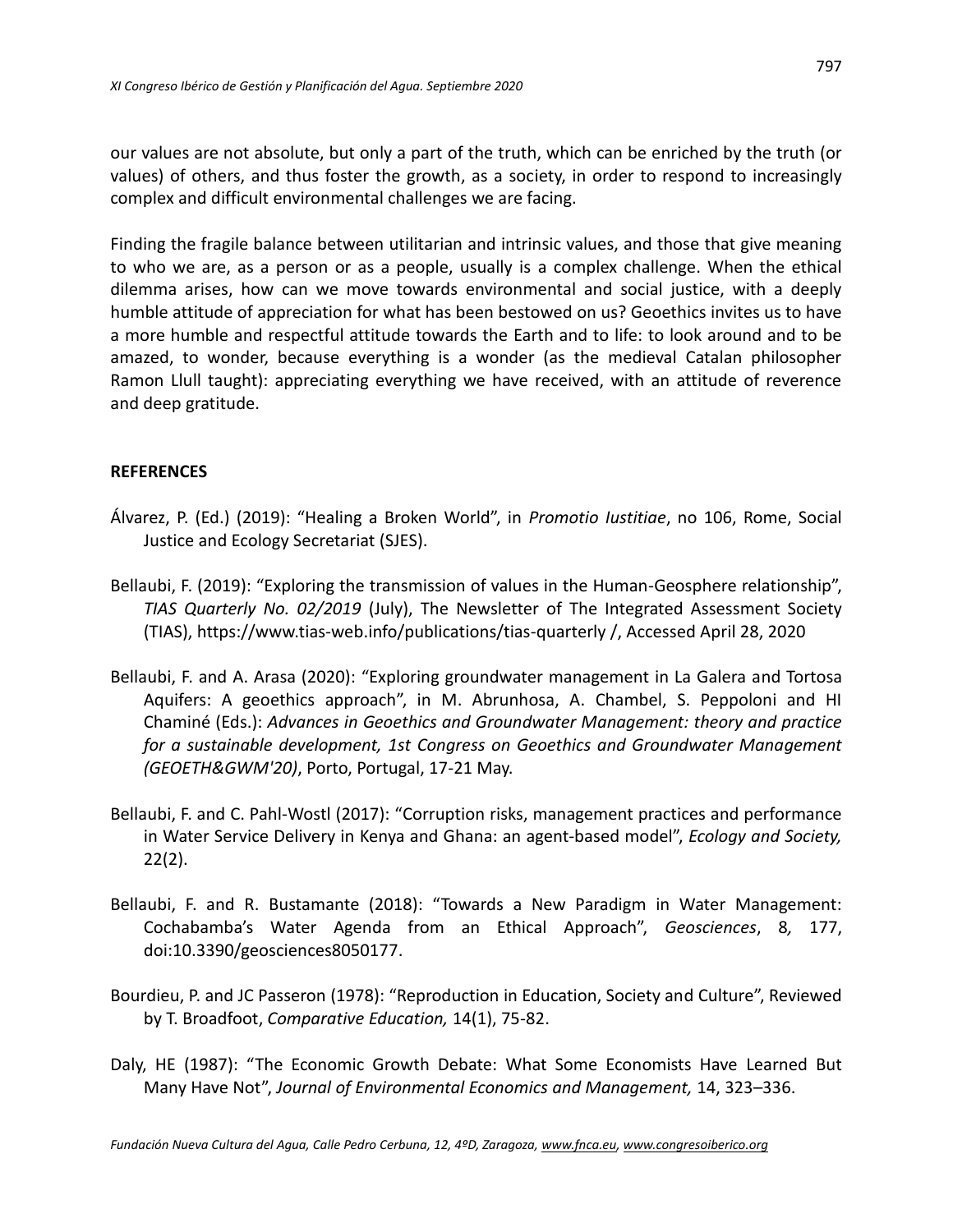our values are not absolute, but only a part of the truth, which can be enriched by the truth (or values) of others, and thus foster the growth, as a society, in order to respond to increasingly complex and difficult environmental challenges we are facing.

Finding the fragile balance between utilitarian and intrinsic values, and those that give meaning to who we are, as a person or as a people, usually is a complex challenge. When the ethical dilemma arises, how can we move towards environmental and social justice, with a deeply humble attitude of appreciation for what has been bestowed on us? Geoethics invites us to have a more humble and respectful attitude towards the Earth and to life: to look around and to be amazed, to wonder, because everything is a wonder (as the medieval Catalan philosopher Ramon Llull taught): appreciating everything we have received, with an attitude of reverence and deep gratitude.

## REFERENCES

Álvarez, P. (Ed.) (2019): "Healing a Broken World", in *Promotio Iustitiae*, no 106, Rome, Social Justice and Ecology Secretariat (SJES).

Bellaubi, F. (2019): "Exploring the transmission of values in the Human-Geosphere relationship", *TIAS Quarterly No. 02/2019* (July), The Newsletter of The Integrated Assessment Society (TIAS), https://www.tias-web.info/publications/tias-quarterly /, Accessed April 28, 2020

Bellaubi, F. and A. Arasa (2020): "Exploring groundwater management in La Galera and Tortosa Aquifers: A geoethics approach", in M. Abrunhosa, A. Chambel, S. Peppoloni and HI Chaminé (Eds.): *Advances in Geoethics and Groundwater Management: theory and practice for a sustainable development, 1st Congress on Geoethics and Groundwater Management (GEOETH&GWM'20)*, Porto, Portugal, 17-21 May.

Bellaubi, F. and C. Pahl-Wostl (2017): "Corruption risks, management practices and performance in Water Service Delivery in Kenya and Ghana: an agent-based model", *Ecology and Society,* 22(2).

Bellaubi, F. and R. Bustamante (2018): "Towards a New Paradigm in Water Management: Cochabamba's Water Agenda from an Ethical Approach", *Geosciences*, 8*,* 177, doi:10.3390/geosciences8050177.

Bourdieu, P. and JC Passeron (1978): "Reproduction in Education, Society and Culture", Reviewed by T. Broadfoot, *Comparative Education,* 14(1), 75-82.

Daly, HE (1987): "The Economic Growth Debate: What Some Economists Have Learned But Many Have Not", *Journal of Environmental Economics and Management,* 14, 323–336.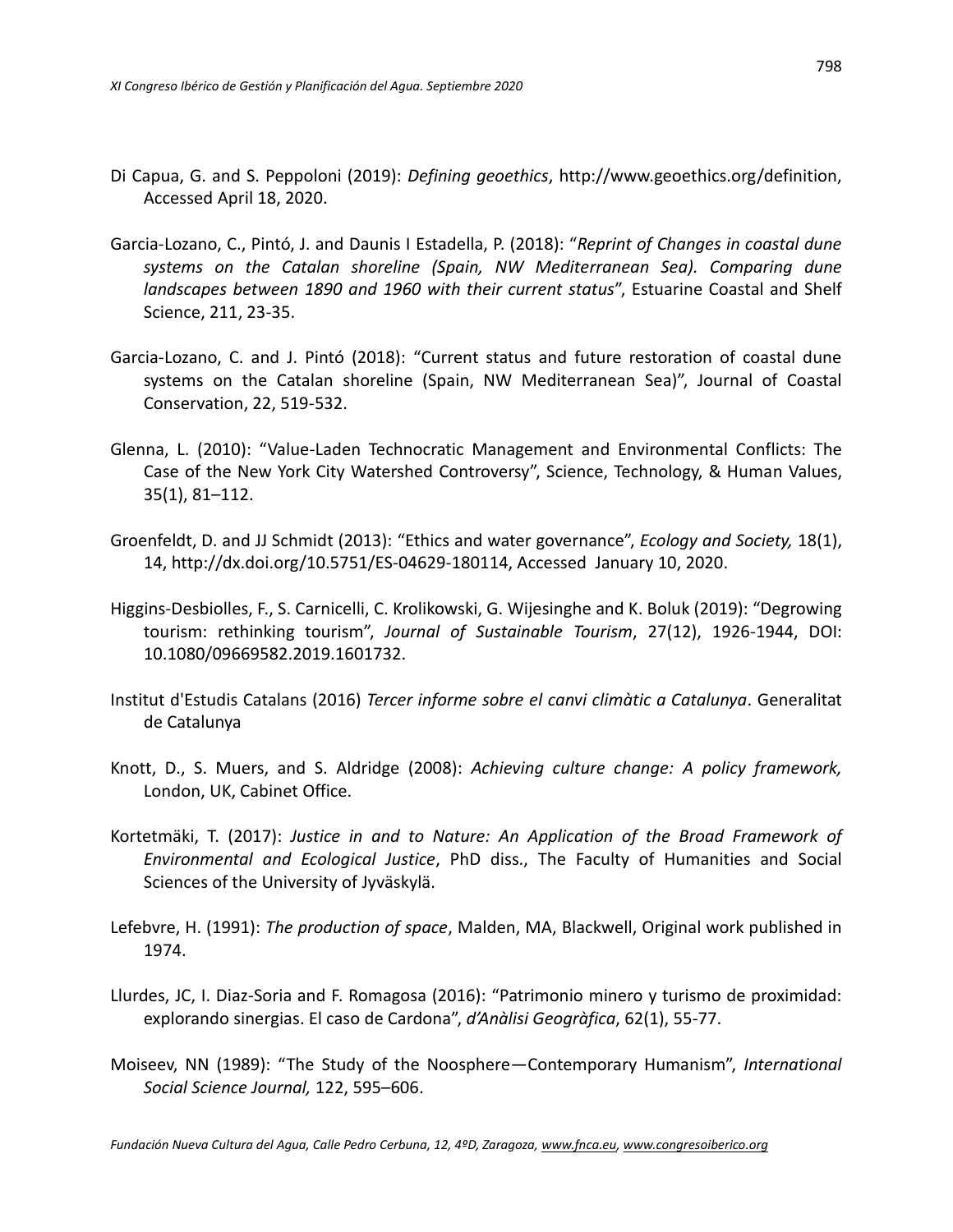Di Capua, G. and S. Peppoloni (2019): *Defining geoethics*, http://www.geoethics.org/definition, Accessed April 18, 2020.

Garcia-Lozano, C., Pintó, J. and Daunis I Estadella, P. (2018): "*Reprint of Changes in coastal dune systems on the Catalan shoreline (Spain, NW Mediterranean Sea). Comparing dune landscapes between 1890 and 1960 with their current status*", Estuarine Coastal and Shelf Science, 211, 23-35.

Garcia-Lozano, C. and J. Pintó (2018): "Current status and future restoration of coastal dune systems on the Catalan shoreline (Spain, NW Mediterranean Sea)", Journal of Coastal Conservation, 22, 519-532.

Glenna, L. (2010): "Value-Laden Technocratic Management and Environmental Conflicts: The Case of the New York City Watershed Controversy", Science, Technology, & Human Values, 35(1), 81–112.

Groenfeldt, D. and JJ Schmidt (2013): "Ethics and water governance", *Ecology and Society,* 18(1), 14, http://dx.doi.org/10.5751/ES-04629-180114, Accessed January 10, 2020.

Higgins-Desbiolles, F., S. Carnicelli, C. Krolikowski, G. Wijesinghe and K. Boluk (2019): "Degrowing tourism: rethinking tourism", *Journal of Sustainable Tourism*, 27(12), 1926-1944, DOI: 10.1080/09669582.2019.1601732.

Institut d'Estudis Catalans (2016) *Tercer informe sobre el canvi climàtic a Catalunya*. Generalitat de Catalunya

Knott, D., S. Muers, and S. Aldridge (2008): *Achieving culture change: A policy framework,* London, UK, Cabinet Office.

Kortetmäki, T. (2017): *Justice in and to Nature: An Application of the Broad Framework of Environmental and Ecological Justice*, PhD diss., The Faculty of Humanities and Social Sciences of the University of Jyväskylä.

Lefebvre, H. (1991): *The production of space*, Malden, MA, Blackwell, Original work published in 1974.

Llurdes, JC, I. Diaz-Soria and F. Romagosa (2016): "Patrimonio minero y turismo de proximidad: explorando sinergias. El caso de Cardona", *d'Anàlisi Geogràfica*, 62(1), 55-77.

Moiseev, NN (1989): "The Study of the Noosphere—Contemporary Humanism", *International Social Science Journal,* 122, 595–606.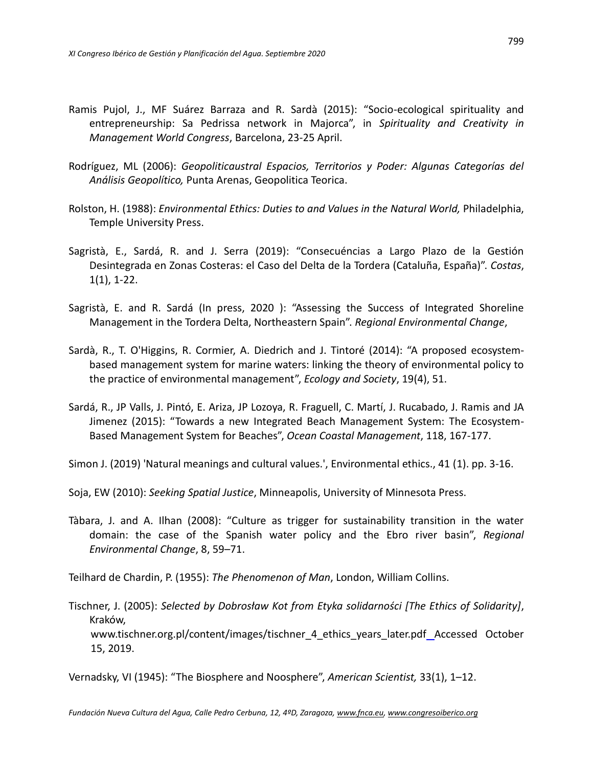Ramis Pujol, J., MF Suárez Barraza and R. Sardà (2015): “Socio-ecological spirituality and entrepreneurship: Sa Pedrissa network in Majorca”, in *Spirituality and Creativity in Management World Congress*, Barcelona, 23-25 April.

Rodríguez, ML (2006): *Geopoliticaustral Espacios, Territorios y Poder: Algunas Categorías del Análisis Geopolítico,* Punta Arenas, Geopolitica Teorica.

Rolston, H. (1988): *Environmental Ethics: Duties to and Values in the Natural World,* Philadelphia, Temple University Press.

Sagristà, E., Sardá, R. and J. Serra (2019): “Consecuéncias a Largo Plazo de la Gestión Desintegrada en Zonas Costeras: el Caso del Delta de la Tordera (Cataluña, España)”. *Costas*, 1(1), 1-22.

Sagristà, E. and R. Sardá (In press, 2020 ): “Assessing the Success of Integrated Shoreline Management in the Tordera Delta, Northeastern Spain”. *Regional Environmental Change*,

Sardà, R., T. O'Higgins, R. Cormier, A. Diedrich and J. Tintoré (2014): “A proposed ecosystem-based management system for marine waters: linking the theory of environmental policy to the practice of environmental management”, *Ecology and Society*, 19(4), 51.

Sardá, R., JP Valls, J. Pintó, E. Ariza, JP Lozoya, R. Fraguell, C. Martí, J. Rucabado, J. Ramis and JA Jimenez (2015): “Towards a new Integrated Beach Management System: The Ecosystem-Based Management System for Beaches”, *Ocean Coastal Management*, 118, 167-177.

Simon J. (2019) 'Natural meanings and cultural values.', Environmental ethics., 41 (1). pp. 3-16.

Soja, EW (2010): *Seeking Spatial Justice*, Minneapolis, University of Minnesota Press.

Tàbara, J. and A. Ilhan (2008): “Culture as trigger for sustainability transition in the water domain: the case of the Spanish water policy and the Ebro river basin”, *Regional Environmental Change*, 8, 59–71.

Teilhard de Chardin, P. (1955): *The Phenomenon of Man*, London, William Collins.

Tischner, J. (2005): *Selected by Dobrosław Kot from Etyka solidarności [The Ethics of Solidarity]*, Kraków, www.tischner.org.pl/content/images/tischner_4_ethics_years_later.pdf Accessed October 15, 2019.

Vernadsky, VI (1945): “The Biosphere and Noosphere”, *American Scientist,* 33(1), 1–12.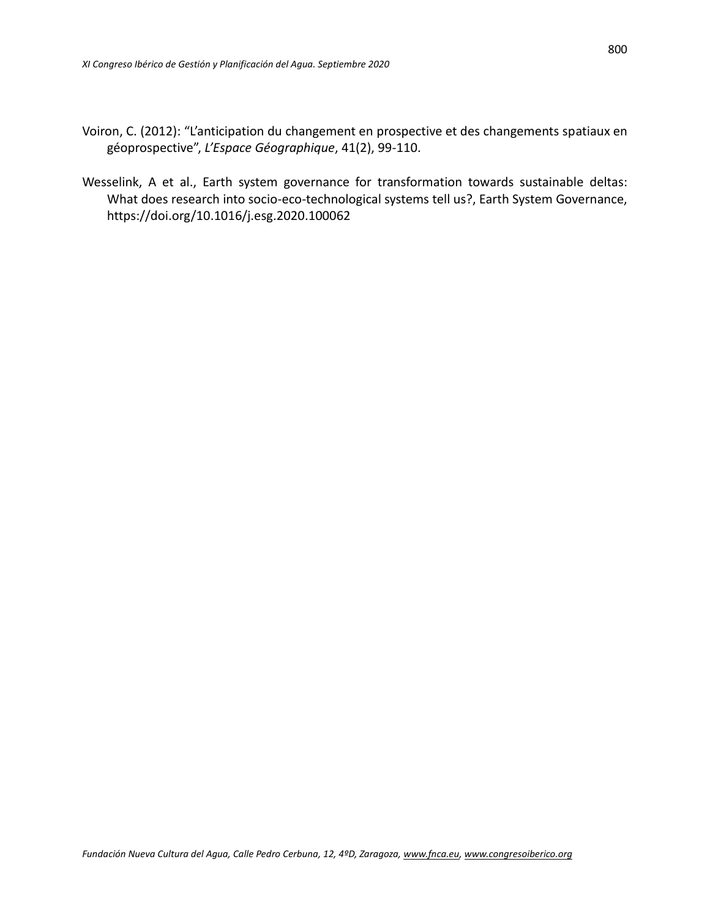Voiron, C. (2012): “L’anticipation du changement en prospective et des changements spatiaux en géoprospective”, *L’Espace Géographique*, 41(2), 99-110.

Wesselink, A et al., Earth system governance for transformation towards sustainable deltas: What does research into socio-eco-technological systems tell us?, Earth System Governance, https://doi.org/10.1016/j.esg.2020.100062